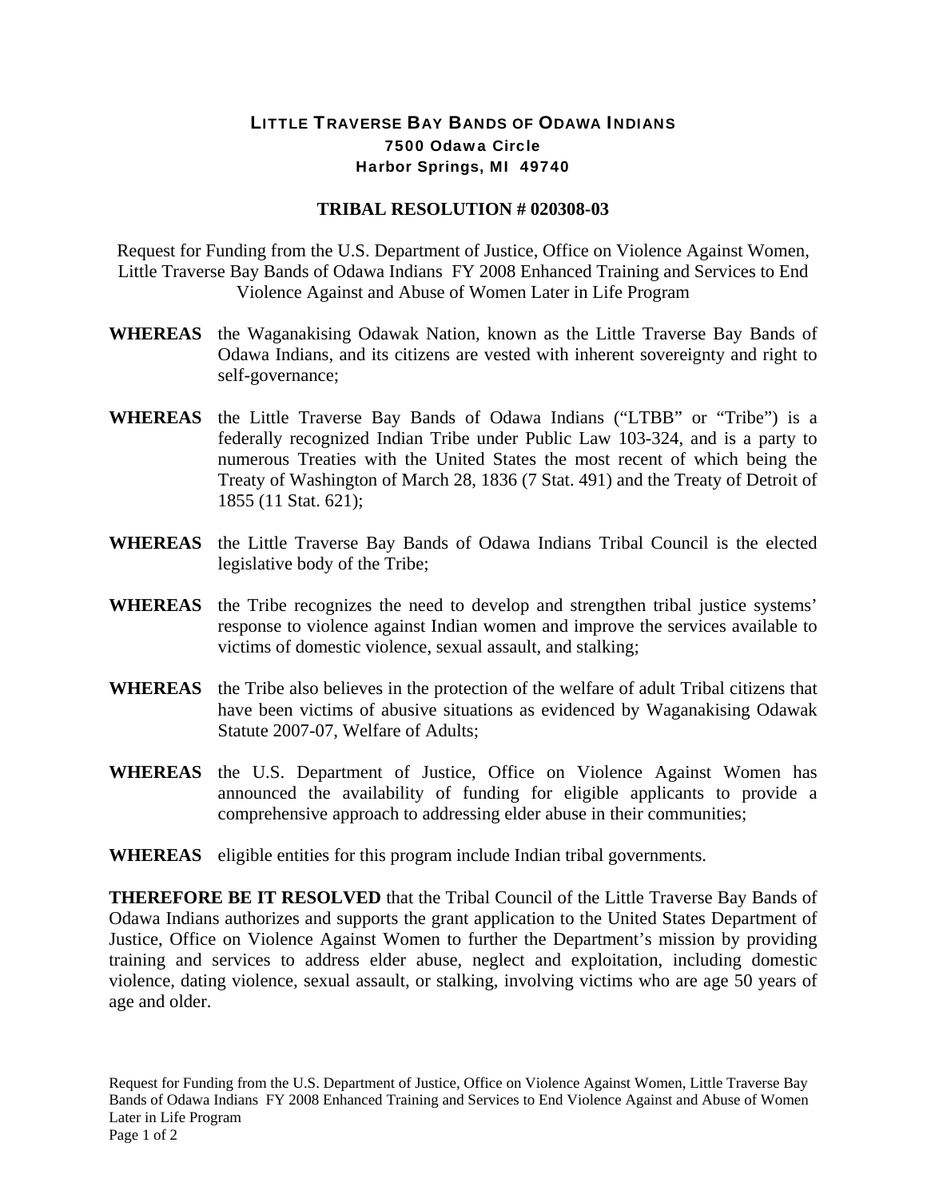# LITTLE TRAVERSE BAY BANDS OF ODAWA INDIANS

**7500 Odawa Circle**
**Harbor Springs, MI 49740**

## TRIBAL RESOLUTION # 020308-03

Request for Funding from the U.S. Department of Justice, Office on Violence Against Women, Little Traverse Bay Bands of Odawa Indians FY 2008 Enhanced Training and Services to End Violence Against and Abuse of Women Later in Life Program

**WHEREAS** the Waganakising Odawak Nation, known as the Little Traverse Bay Bands of Odawa Indians, and its citizens are vested with inherent sovereignty and right to self-governance;

**WHEREAS** the Little Traverse Bay Bands of Odawa Indians ("LTBB" or "Tribe") is a federally recognized Indian Tribe under Public Law 103-324, and is a party to numerous Treaties with the United States the most recent of which being the Treaty of Washington of March 28, 1836 (7 Stat. 491) and the Treaty of Detroit of 1855 (11 Stat. 621);

**WHEREAS** the Little Traverse Bay Bands of Odawa Indians Tribal Council is the elected legislative body of the Tribe;

**WHEREAS** the Tribe recognizes the need to develop and strengthen tribal justice systems' response to violence against Indian women and improve the services available to victims of domestic violence, sexual assault, and stalking;

**WHEREAS** the Tribe also believes in the protection of the welfare of adult Tribal citizens that have been victims of abusive situations as evidenced by Waganakising Odawak Statute 2007-07, Welfare of Adults;

**WHEREAS** the U.S. Department of Justice, Office on Violence Against Women has announced the availability of funding for eligible applicants to provide a comprehensive approach to addressing elder abuse in their communities;

**WHEREAS** eligible entities for this program include Indian tribal governments.

**THEREFORE BE IT RESOLVED** that the Tribal Council of the Little Traverse Bay Bands of Odawa Indians authorizes and supports the grant application to the United States Department of Justice, Office on Violence Against Women to further the Department's mission by providing training and services to address elder abuse, neglect and exploitation, including domestic violence, dating violence, sexual assault, or stalking, involving victims who are age 50 years of age and older.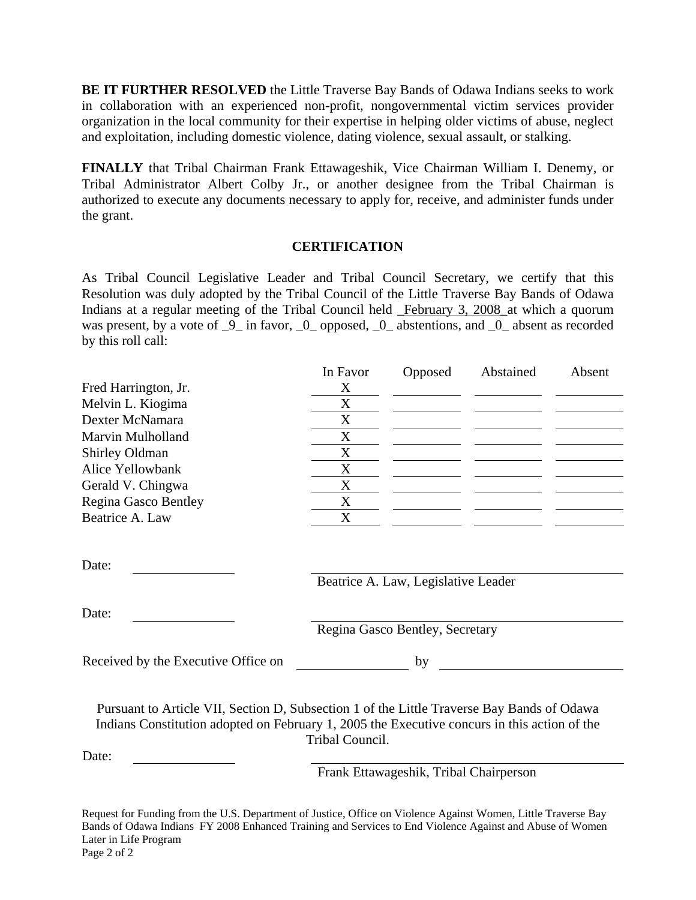**BE IT FURTHER RESOLVED** the Little Traverse Bay Bands of Odawa Indians seeks to work in collaboration with an experienced non-profit, nongovernmental victim services provider organization in the local community for their expertise in helping older victims of abuse, neglect and exploitation, including domestic violence, dating violence, sexual assault, or stalking.

**FINALLY** that Tribal Chairman Frank Ettawageshik, Vice Chairman William I. Denemy, or Tribal Administrator Albert Colby Jr., or another designee from the Tribal Chairman is authorized to execute any documents necessary to apply for, receive, and administer funds under the grant.

## CERTIFICATION

As Tribal Council Legislative Leader and Tribal Council Secretary, we certify that this Resolution was duly adopted by the Tribal Council of the Little Traverse Bay Bands of Odawa Indians at a regular meeting of the Tribal Council held _February 3, 2008_ at which a quorum was present, by a vote of _9_ in favor, _0_ opposed, _0_ abstentions, and _0_ absent as recorded by this roll call:

| | In Favor | Opposed | Abstained | Absent |
|---|---|---|---|---|
| Fred Harrington, Jr. | X | | | |
| Melvin L. Kiogima | X | | | |
| Dexter McNamara | X | | | |
| Marvin Mulholland | X | | | |
| Shirley Oldman | X | | | |
| Alice Yellowbank | X | | | |
| Gerald V. Chingwa | X | | | |
| Regina Gasco Bentley | X | | | |
| Beatrice A. Law | X | | | |

Date: ______________ ________________________________
Beatrice A. Law, Legislative Leader

Date: ______________ ________________________________
Regina Gasco Bentley, Secretary

Received by the Executive Office on ______________ by ________________________

Pursuant to Article VII, Section D, Subsection 1 of the Little Traverse Bay Bands of Odawa Indians Constitution adopted on February 1, 2005 the Executive concurs in this action of the Tribal Council.

Date: ______________ ________________________________
Frank Ettawageshik, Tribal Chairperson

Request for Funding from the U.S. Department of Justice, Office on Violence Against Women, Little Traverse Bay Bands of Odawa Indians FY 2008 Enhanced Training and Services to End Violence Against and Abuse of Women Later in Life Program